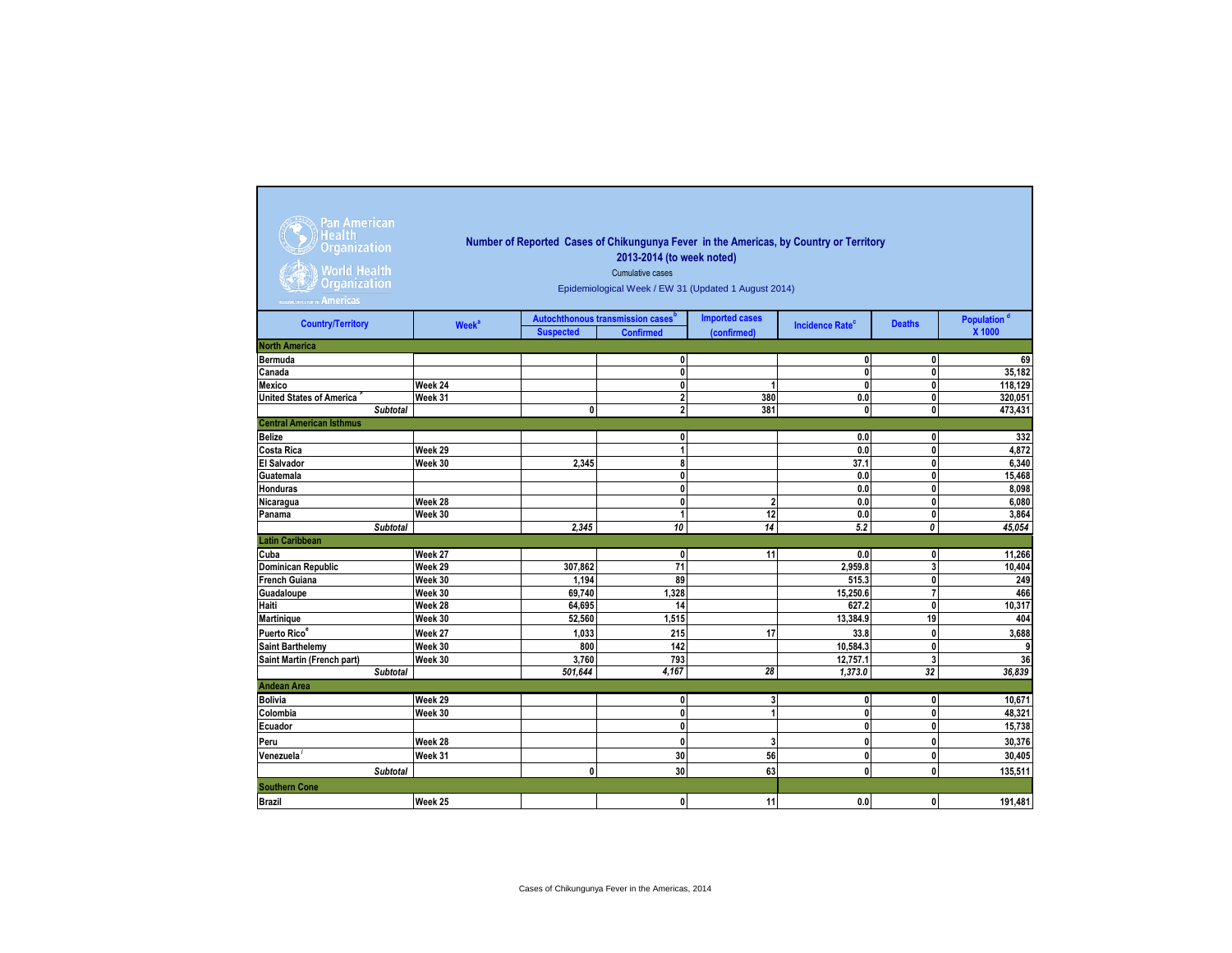# Number of Reported Cases of Chikungunya Fever in the Americas, by Country or Territory

## 2013-2014 (to week noted)

Cumulative cases

Epidemiological Week / EW 31 (Updated 1 August 2014)

| Country/Territory | Week[a] | Autochthonous transmission cases[b] | | Imported cases | Incidence Rate[c] | Deaths | Population[d] X 1000 |
|---|---|---|---|---|---|---|---|
| | | Suspected | Confirmed | (confirmed) | | | |
| **North America** | | | | | | | |
| Bermuda | | | 0 | | 0 | 0 | 69 |
| Canada | | | 0 | | 0 | 0 | 35,182 |
| Mexico | Week 24 | | 0 | 1 | 0 | 0 | 118,129 |
| United States of America[g] | Week 31 | | 2 | 380 | 0.0 | 0 | 320,051 |
| *Subtotal* | | 0 | 2 | 381 | 0 | 0 | 473,431 |
| **Central American Isthmus** | | | | | | | |
| Belize | | | 0 | | 0.0 | 0 | 332 |
| Costa Rica | Week 29 | | 1 | | 0.0 | 0 | 4,872 |
| El Salvador | Week 30 | 2,345 | 8 | | 37.1 | 0 | 6,340 |
| Guatemala | | | 0 | | 0.0 | 0 | 15,468 |
| Honduras | | | 0 | | 0.0 | 0 | 8,098 |
| Nicaragua | Week 28 | | 0 | 2 | 0.0 | 0 | 6,080 |
| Panama | Week 30 | | 1 | 12 | 0.0 | 0 | 3,864 |
| *Subtotal* | | *2,345* | *10* | *14* | *5.2* | *0* | *45,054* |
| **Latin Caribbean** | | | | | | | |
| Cuba | Week 27 | | 0 | 11 | 0.0 | 0 | 11,266 |
| Dominican Republic | Week 29 | 307,862 | 71 | | 2,959.8 | 3 | 10,404 |
| French Guiana | Week 30 | 1,194 | 89 | | 515.3 | 0 | 249 |
| Guadaloupe | Week 30 | 69,740 | 1,328 | | 15,250.6 | 7 | 466 |
| Haiti | Week 28 | 64,695 | 14 | | 627.2 | 0 | 10,317 |
| Martinique | Week 30 | 52,560 | 1,515 | | 13,384.9 | 19 | 404 |
| Puerto Rico[e] | Week 27 | 1,033 | 215 | 17 | 33.8 | 0 | 3,688 |
| Saint Barthelemy | Week 30 | 800 | 142 | | 10,584.3 | 0 | 9 |
| Saint Martin (French part) | Week 30 | 3,760 | 793 | | 12,757.1 | 3 | 36 |
| *Subtotal* | | *501,644* | *4,167* | *28* | *1,373.0* | *32* | *36,839* |
| **Andean Area** | | | | | | | |
| Bolivia | Week 29 | | 0 | 3 | 0 | 0 | 10,671 |
| Colombia | Week 30 | | 0 | 1 | 0 | 0 | 48,321 |
| Ecuador | | | 0 | | 0 | 0 | 15,738 |
| Peru | Week 28 | | 0 | 3 | 0 | 0 | 30,376 |
| Venezuela[f] | Week 31 | | 30 | 56 | 0 | 0 | 30,405 |
| *Subtotal* | | 0 | 30 | 63 | 0 | 0 | 135,511 |
| **Southern Cone** | | | | | | | |
| Brazil | Week 25 | | 0 | 11 | 0.0 | 0 | 191,481 |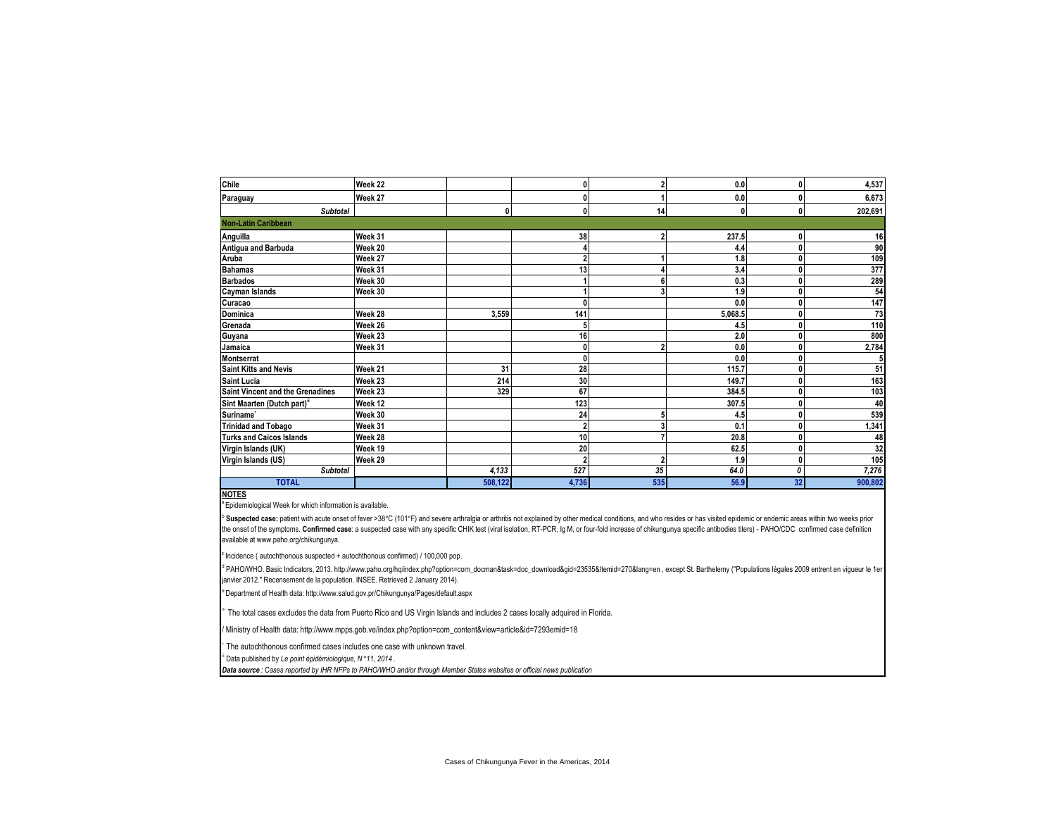| | | | | | | | |
|---|---|---|---|---|---|---|---|
| Chile | Week 22 | | 0 | 2 | 0.0 | 0 | 4,537 |
| Paraguay | Week 27 | | 0 | 1 | 0.0 | 0 | 6,673 |
| *Subtotal* | | 0 | 0 | 14 | 0 | 0 | 202,691 |
| **Non-Latin Caribbean** | | | | | | | |
| Anguilla | Week 31 | | 38 | 2 | 237.5 | 0 | 16 |
| Antigua and Barbuda | Week 20 | | 4 | | 4.4 | 0 | 90 |
| Aruba | Week 27 | | 2 | 1 | 1.8 | 0 | 109 |
| Bahamas | Week 31 | | 13 | 4 | 3.4 | 0 | 377 |
| Barbados | Week 30 | | 1 | 6 | 0.3 | 0 | 289 |
| Cayman Islands | Week 30 | | 1 | 3 | 1.9 | 0 | 54 |
| Curacao | | | 0 | | 0.0 | 0 | 147 |
| Dominica | Week 28 | 3,559 | 141 | | 5,068.5 | 0 | 73 |
| Grenada | Week 26 | | 5 | | 4.5 | 0 | 110 |
| Guyana | Week 23 | | 16 | | 2.0 | 0 | 800 |
| Jamaica | Week 31 | | 0 | 2 | 0.0 | 0 | 2,784 |
| Montserrat | | | 0 | | 0.0 | 0 | 5 |
| Saint Kitts and Nevis | Week 21 | 31 | 28 | | 115.7 | 0 | 51 |
| Saint Lucia | Week 23 | 214 | 30 | | 149.7 | 0 | 163 |
| Saint Vincent and the Grenadines | Week 23 | 329 | 67 | | 384.5 | 0 | 103 |
| Sint Maarten (Dutch part)[≡] | Week 12 | | 123 | | 307.5 | 0 | 40 |
| Suriname` | Week 30 | | 24 | 5 | 4.5 | 0 | 539 |
| Trinidad and Tobago | Week 31 | | 2 | 3 | 0.1 | 0 | 1,341 |
| Turks and Caicos Islands | Week 28 | | 10 | 7 | 20.8 | 0 | 48 |
| Virgin Islands (UK) | Week 19 | | 20 | | 62.5 | 0 | 32 |
| Virgin Islands (US) | Week 29 | | 2 | 2 | 1.9 | 0 | 105 |
| *Subtotal* | | *4,133* | *527* | *35* | *64.0* | *0* | *7,276* |
| **TOTAL** | | **508,122** | **4,736** | **535** | **56.9** | **32** | **900,802** |

**NOTES**

[a] Epidemiological Week for which information is available.

[b] **Suspected case:** patient with acute onset of fever >38°C (101°F) and severe arthralgia or arthritis not explained by other medical conditions, and who resides or has visited epidemic or endemic areas within two weeks prior the onset of the symptoms. **Confirmed case**: a suspected case with any specific CHIK test (viral isolation, RT-PCR, Ig M, or four-fold increase of chikungunya specific antibodies titers) - PAHO/CDC confirmed case definition available at www.paho.org/chikungunya.

[c] Incidence ( autochthonous suspected + autochthonous confirmed) / 100,000 pop.

[d] PAHO/WHO. Basic Indicators, 2013. http://www.paho.org/hq/index.php?option=com_docman&task=doc_download&gid=23535&Itemid=270&lang=en , except St. Barthelemy ("Populations légales 2009 entrent en vigueur le 1er janvier 2012." Recensement de la population. INSEE. Retrieved 2 January 2014).

[e] Department of Health data: http://www.salud.gov.pr/Chikungunya/Pages/default.aspx

[>] The total cases excludes the data from Puerto Rico and US Virgin Islands and includes 2 cases locally adquired in Florida.

/ Ministry of Health data: http://www.mpps.gob.ve/index.php?option=com_content&view=article&id=7293emid=18

` The autochthonous confirmed cases includes one case with unknown travel.

[≡] Data published by *Le point épidémiologique, N°11, 2014* .

***Data source** : Cases reported by IHR NFPs to PAHO/WHO and/or through Member States websites or official news publication*

Cases of Chikungunya Fever in the Americas, 2014